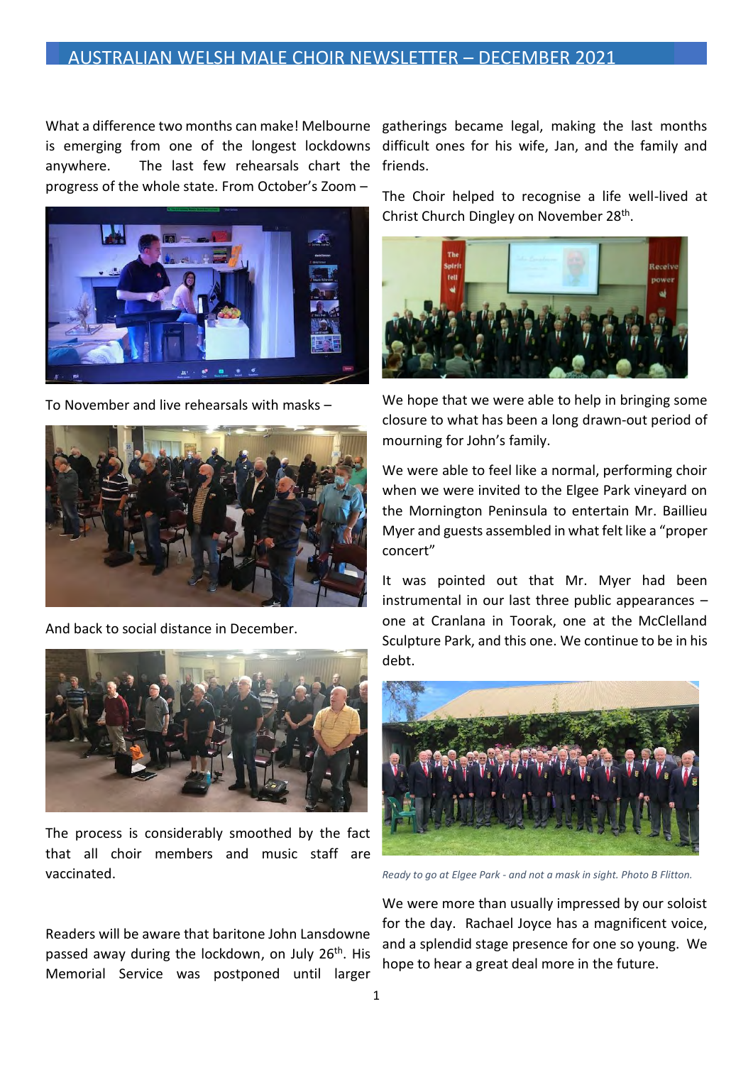# AUSTRALIAN WELSH MALE CHOIR NEWSLETTER – DECEMBER 2021

What a difference two months can make! Melbourne is emerging from one of the longest lockdowns anywhere. The last few rehearsals chart the progress of the whole state. From October's Zoom –

To November and live rehearsals with masks –

And back to social distance in December.

The process is considerably smoothed by the fact that all choir members and music staff are vaccinated.

Readers will be aware that baritone John Lansdowne passed away during the lockdown, on July 26th. His Memorial Service was postponed until larger gatherings became legal, making the last months difficult ones for his wife, Jan, and the family and friends.

The Choir helped to recognise a life well-lived at Christ Church Dingley on November 28th.

We hope that we were able to help in bringing some closure to what has been a long drawn-out period of mourning for John's family.

We were able to feel like a normal, performing choir when we were invited to the Elgee Park vineyard on the Mornington Peninsula to entertain Mr. Baillieu Myer and guests assembled in what felt like a "proper concert"

It was pointed out that Mr. Myer had been instrumental in our last three public appearances – one at Cranlana in Toorak, one at the McClelland Sculpture Park, and this one. We continue to be in his debt.

*Ready to go at Elgee Park - and not a mask in sight. Photo B Flitton.*

We were more than usually impressed by our soloist for the day. Rachael Joyce has a magnificent voice, and a splendid stage presence for one so young. We hope to hear a great deal more in the future.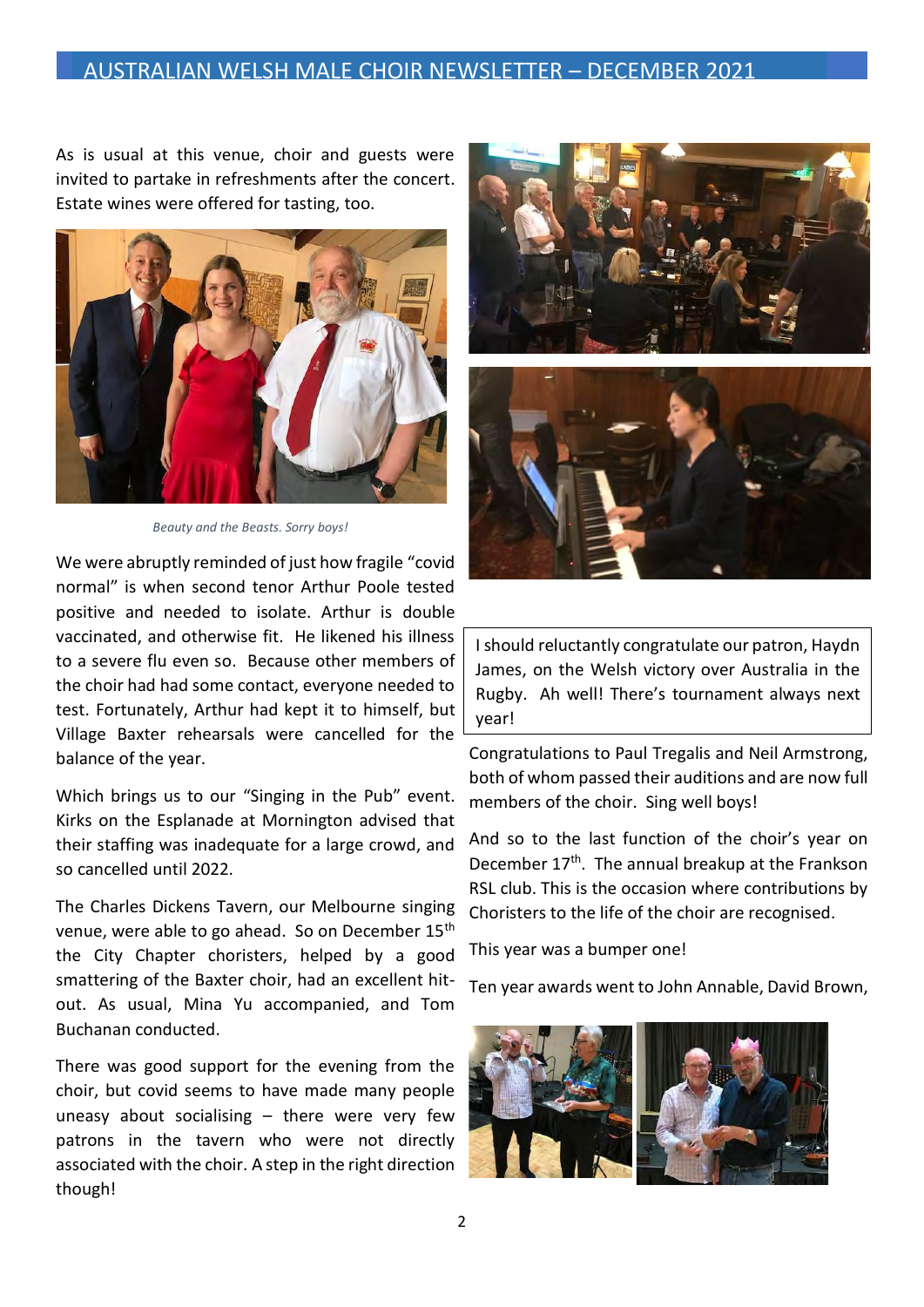As is usual at this venue, choir and guests were invited to partake in refreshments after the concert. Estate wines were offered for tasting, too.

*Beauty and the Beasts. Sorry boys!*

We were abruptly reminded of just how fragile "covid normal" is when second tenor Arthur Poole tested positive and needed to isolate. Arthur is double vaccinated, and otherwise fit. He likened his illness to a severe flu even so. Because other members of the choir had had some contact, everyone needed to test. Fortunately, Arthur had kept it to himself, but Village Baxter rehearsals were cancelled for the balance of the year.

Which brings us to our "Singing in the Pub" event. Kirks on the Esplanade at Mornington advised that their staffing was inadequate for a large crowd, and so cancelled until 2022.

The Charles Dickens Tavern, our Melbourne singing venue, were able to go ahead. So on December 15th the City Chapter choristers, helped by a good smattering of the Baxter choir, had an excellent hit-out. As usual, Mina Yu accompanied, and Tom Buchanan conducted.

There was good support for the evening from the choir, but covid seems to have made many people uneasy about socialising – there were very few patrons in the tavern who were not directly associated with the choir. A step in the right direction though!

> I should reluctantly congratulate our patron, Haydn James, on the Welsh victory over Australia in the Rugby. Ah well! There's tournament always next year!

Congratulations to Paul Tregalis and Neil Armstrong, both of whom passed their auditions and are now full members of the choir. Sing well boys!

And so to the last function of the choir's year on December 17th. The annual breakup at the Frankson RSL club. This is the occasion where contributions by Choristers to the life of the choir are recognised.

This year was a bumper one!

Ten year awards went to John Annable, David Brown,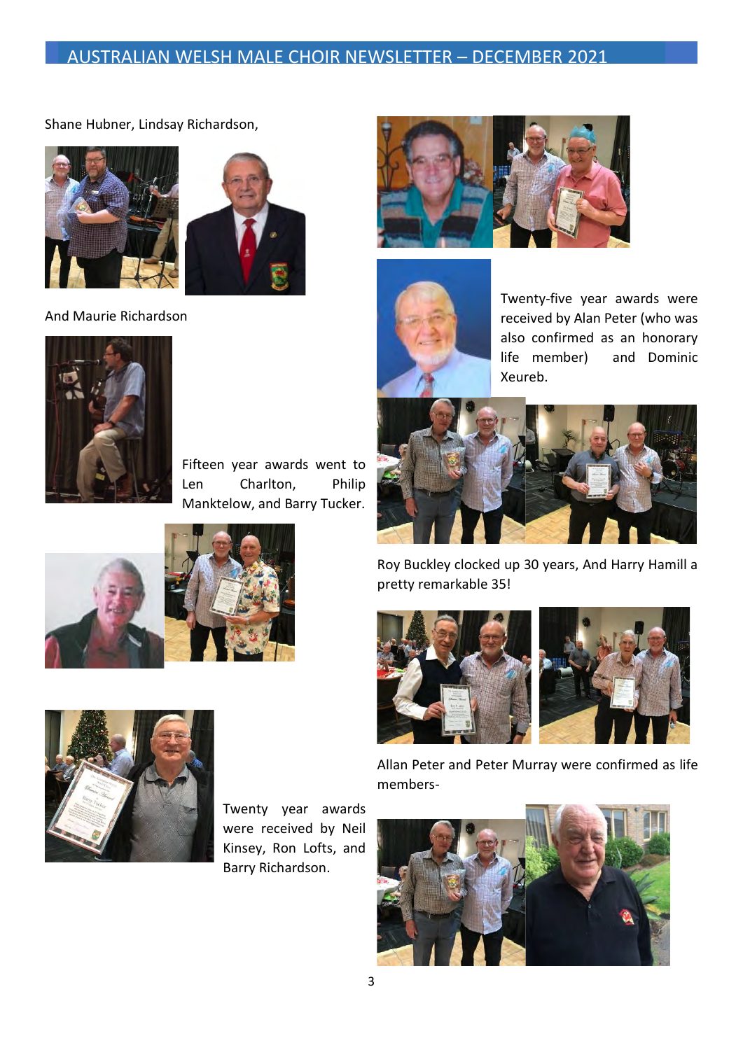Shane Hubner, Lindsay Richardson,

And Maurie Richardson

Fifteen year awards went to Len Charlton, Philip Manktelow, and Barry Tucker.

Twenty year awards were received by Neil Kinsey, Ron Lofts, and Barry Richardson.

Twenty-five year awards were received by Alan Peter (who was also confirmed as an honorary life member) and Dominic Xeureb.

Roy Buckley clocked up 30 years, And Harry Hamill a pretty remarkable 35!

Allan Peter and Peter Murray were confirmed as life members-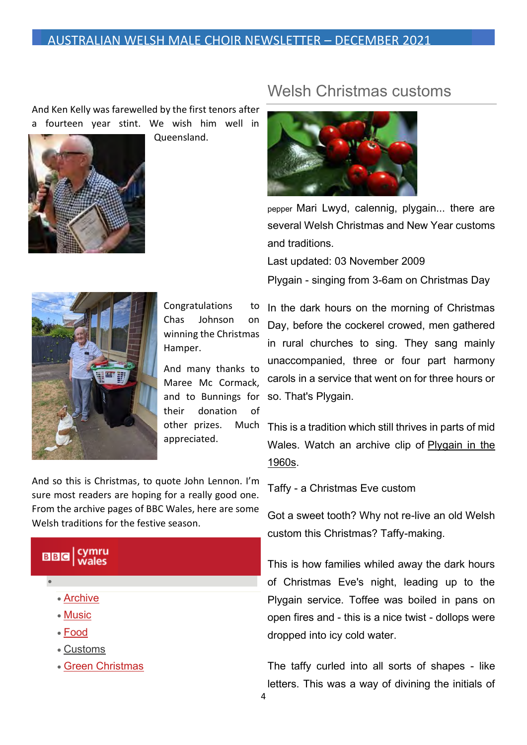And Ken Kelly was farewelled by the first tenors after a fourteen year stint. We wish him well in Queensland.

Congratulations to Chas Johnson on winning the Christmas Hamper.

And many thanks to Maree Mc Cormack, and to Bunnings for their donation of other prizes. Much appreciated.

And so this is Christmas, to quote John Lennon. I'm sure most readers are hoping for a really good one. From the archive pages of BBC Wales, here are some Welsh traditions for the festive season.

BBC cymru wales

- Archive
- Music
- Food
- Customs
- Green Christmas

## Welsh Christmas customs

pepper Mari Lwyd, calennig, plygain... there are several Welsh Christmas and New Year customs and traditions.

Last updated: 03 November 2009

Plygain - singing from 3-6am on Christmas Day

In the dark hours on the morning of Christmas Day, before the cockerel crowed, men gathered in rural churches to sing. They sang mainly unaccompanied, three or four part harmony carols in a service that went on for three hours or so. That's Plygain.

This is a tradition which still thrives in parts of mid Wales. Watch an archive clip of Plygain in the 1960s.

Taffy - a Christmas Eve custom

Got a sweet tooth? Why not re-live an old Welsh custom this Christmas? Taffy-making.

This is how families whiled away the dark hours of Christmas Eve's night, leading up to the Plygain service. Toffee was boiled in pans on open fires and - this is a nice twist - dollops were dropped into icy cold water.

The taffy curled into all sorts of shapes - like letters. This was a way of divining the initials of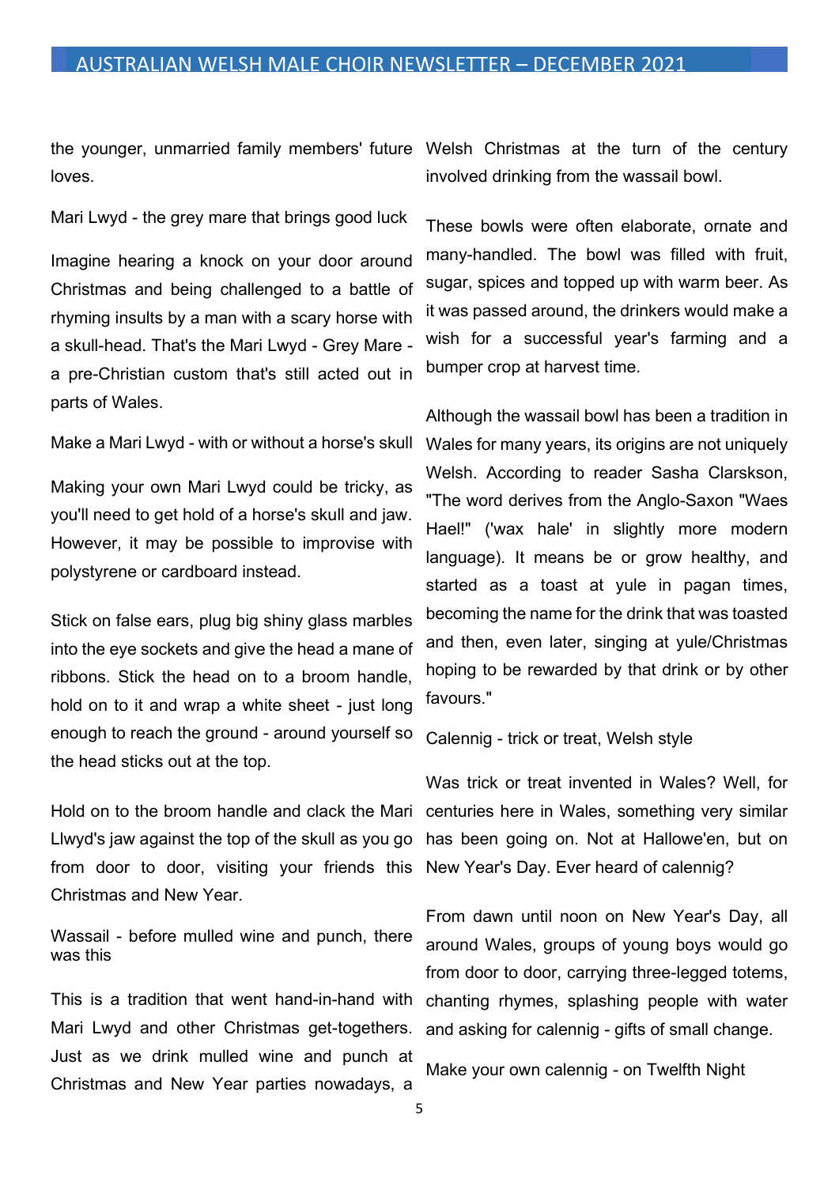the younger, unmarried family members' future loves.

## Mari Lwyd - the grey mare that brings good luck

Imagine hearing a knock on your door around Christmas and being challenged to a battle of rhyming insults by a man with a scary horse with a skull-head. That's the Mari Lwyd - Grey Mare - a pre-Christian custom that's still acted out in parts of Wales.

## Make a Mari Lwyd - with or without a horse's skull

Making your own Mari Lwyd could be tricky, as you'll need to get hold of a horse's skull and jaw. However, it may be possible to improvise with polystyrene or cardboard instead.

Stick on false ears, plug big shiny glass marbles into the eye sockets and give the head a mane of ribbons. Stick the head on to a broom handle, hold on to it and wrap a white sheet - just long enough to reach the ground - around yourself so the head sticks out at the top.

Hold on to the broom handle and clack the Mari Llwyd's jaw against the top of the skull as you go from door to door, visiting your friends this Christmas and New Year.

## Wassail - before mulled wine and punch, there was this

This is a tradition that went hand-in-hand with Mari Lwyd and other Christmas get-togethers. Just as we drink mulled wine and punch at Christmas and New Year parties nowadays, a Welsh Christmas at the turn of the century involved drinking from the wassail bowl.

These bowls were often elaborate, ornate and many-handled. The bowl was filled with fruit, sugar, spices and topped up with warm beer. As it was passed around, the drinkers would make a wish for a successful year's farming and a bumper crop at harvest time.

Although the wassail bowl has been a tradition in Wales for many years, its origins are not uniquely Welsh. According to reader Sasha Clarskson, "The word derives from the Anglo-Saxon "Waes Hael!" ('wax hale' in slightly more modern language). It means be or grow healthy, and started as a toast at yule in pagan times, becoming the name for the drink that was toasted and then, even later, singing at yule/Christmas hoping to be rewarded by that drink or by other favours."

## Calennig - trick or treat, Welsh style

Was trick or treat invented in Wales? Well, for centuries here in Wales, something very similar has been going on. Not at Hallowe'en, but on New Year's Day. Ever heard of calennig?

From dawn until noon on New Year's Day, all around Wales, groups of young boys would go from door to door, carrying three-legged totems, chanting rhymes, splashing people with water and asking for calennig - gifts of small change.

## Make your own calennig - on Twelfth Night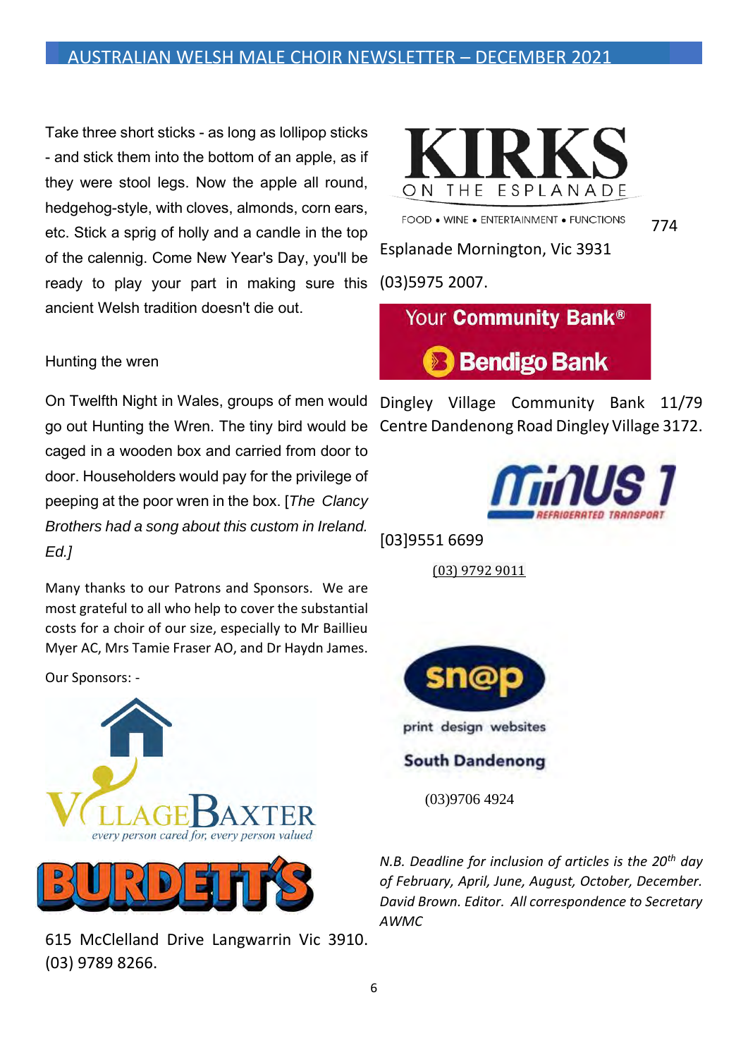Take three short sticks - as long as lollipop sticks - and stick them into the bottom of an apple, as if they were stool legs. Now the apple all round, hedgehog-style, with cloves, almonds, corn ears, etc. Stick a sprig of holly and a candle in the top of the calennig. Come New Year's Day, you'll be ready to play your part in making sure this ancient Welsh tradition doesn't die out.

Hunting the wren

On Twelfth Night in Wales, groups of men would go out Hunting the Wren. The tiny bird would be caged in a wooden box and carried from door to door. Householders would pay for the privilege of peeping at the poor wren in the box. [*The Clancy Brothers had a song about this custom in Ireland. Ed.]*

Many thanks to our Patrons and Sponsors. We are most grateful to all who help to cover the substantial costs for a choir of our size, especially to Mr Baillieu Myer AC, Mrs Tamie Fraser AO, and Dr Haydn James.

Our Sponsors: -

VILLAGE BAXTER
*every person cared for, every person valued*

BURDETT'S

615 McClelland Drive Langwarrin Vic 3910. (03) 9789 8266.

KIRKS ON THE ESPLANADE
FOOD • WINE • ENTERTAINMENT • FUNCTIONS

774 Esplanade Mornington, Vic 3931 (03)5975 2007.

Your Community Bank® Bendigo Bank

Dingley Village Community Bank 11/79 Centre Dandenong Road Dingley Village 3172.

MINUS 1 REFRIGERATED TRANSPORT

[03]9551 6699

(03) 9792 9011

sn@p
print design websites
South Dandenong

(03)9706 4924

*N.B. Deadline for inclusion of articles is the 20th day of February, April, June, August, October, December. David Brown. Editor. All correspondence to Secretary AWMC*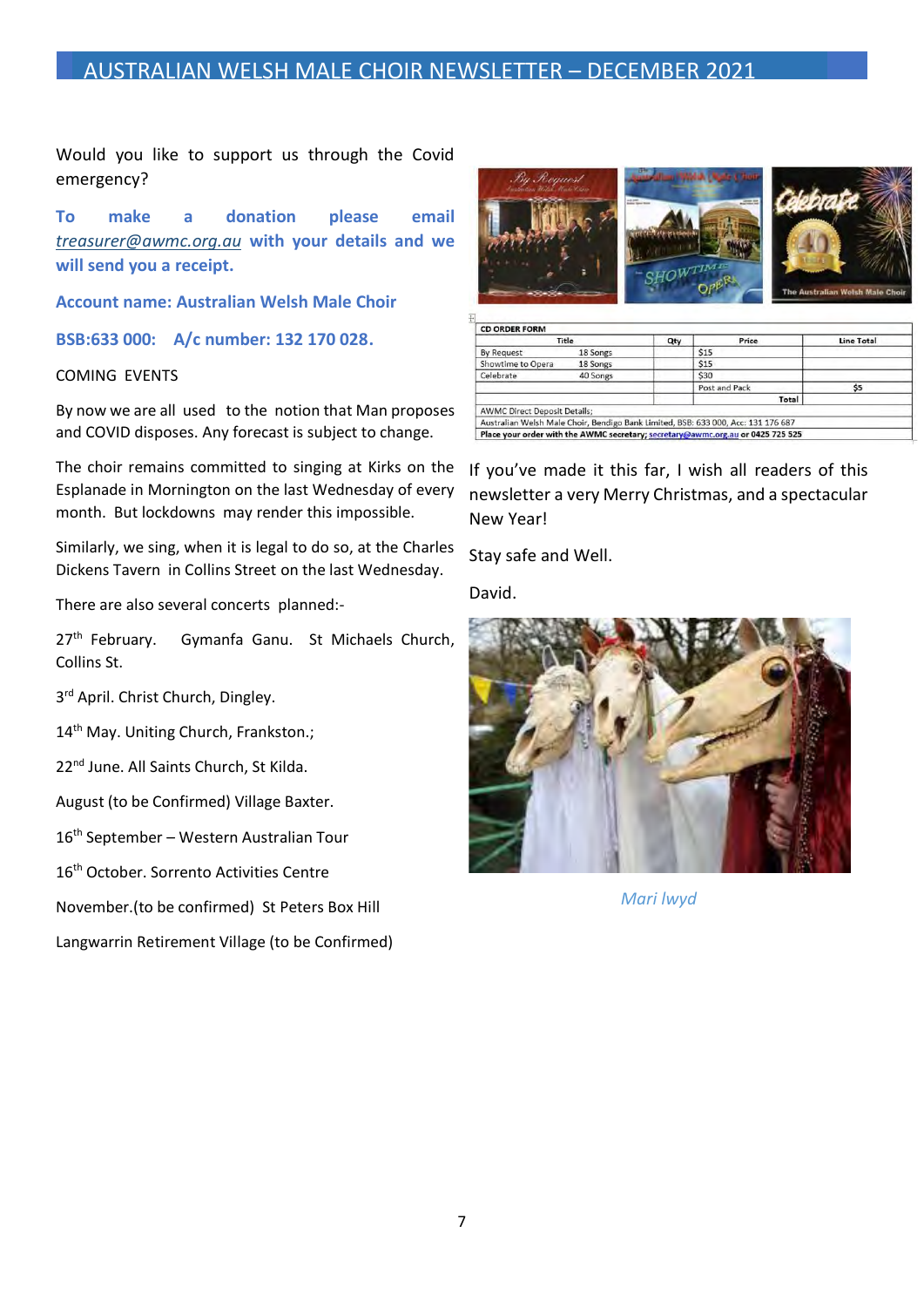Would you like to support us through the Covid emergency?

**To make a donation please email *treasurer@awmc.org.au* with your details and we will send you a receipt.**

**Account name: Australian Welsh Male Choir**

**BSB:633 000: A/c number: 132 170 028.**

COMING EVENTS

By now we are all used to the notion that Man proposes and COVID disposes. Any forecast is subject to change.

The choir remains committed to singing at Kirks on the Esplanade in Mornington on the last Wednesday of every month. But lockdowns may render this impossible.

Similarly, we sing, when it is legal to do so, at the Charles Dickens Tavern in Collins Street on the last Wednesday.

There are also several concerts planned:-

27th February. Gymanfa Ganu. St Michaels Church, Collins St.

3rd April. Christ Church, Dingley.

14th May. Uniting Church, Frankston.;

22nd June. All Saints Church, St Kilda.

August (to be Confirmed) Village Baxter.

16th September – Western Australian Tour

16th October. Sorrento Activities Centre

November.(to be confirmed) St Peters Box Hill

Langwarrin Retirement Village (to be Confirmed)

**CD ORDER FORM**

| Title | | Qty | Price | Line Total |
|---|---|---|---|---|
| By Request | 18 Songs | | $15 | |
| Showtime to Opera | 18 Songs | | $15 | |
| Celebrate | 40 Songs | | $30 | |
| | | | Post and Pack | $5 |
| | | | Total | |

AWMC Direct Deposit Details;
Australian Welsh Male Choir, Bendigo Bank Limited, BSB: 633 000, Acc: 131 176 687
**Place your order with the AWMC secretary; secretary@awmc.org.au or 0425 725 525**

If you've made it this far, I wish all readers of this newsletter a very Merry Christmas, and a spectacular New Year!

Stay safe and Well.

David.

*Mari lwyd*